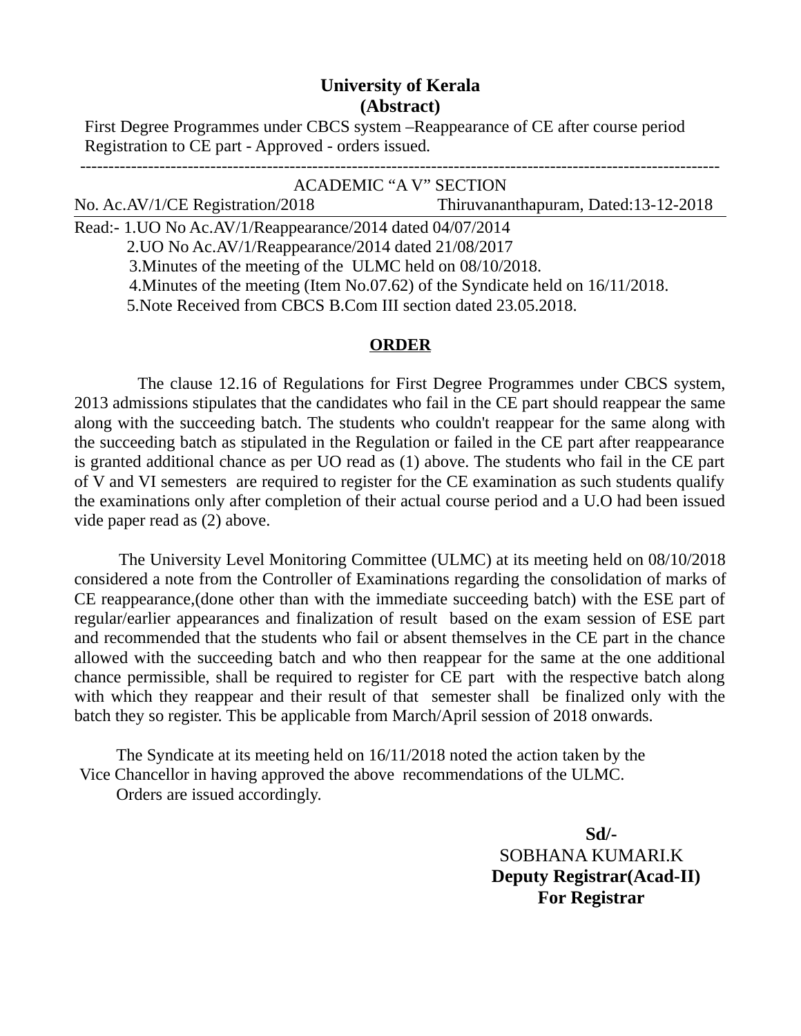# University of Kerala
## (Abstract)

First Degree Programmes under CBCS system –Reappearance of CE after course period Registration to CE part - Approved - orders issued.

---

ACADEMIC "A V" SECTION

No. Ac.AV/1/CE Registration/2018 Thiruvananthapuram, Dated:13-12-2018

---

Read:- 1.UO No Ac.AV/1/Reappearance/2014 dated 04/07/2014
2.UO No Ac.AV/1/Reappearance/2014 dated 21/08/2017
3.Minutes of the meeting of the ULMC held on 08/10/2018.
4.Minutes of the meeting (Item No.07.62) of the Syndicate held on 16/11/2018.
5.Note Received from CBCS B.Com III section dated 23.05.2018.

## ORDER

The clause 12.16 of Regulations for First Degree Programmes under CBCS system, 2013 admissions stipulates that the candidates who fail in the CE part should reappear the same along with the succeeding batch. The students who couldn't reappear for the same along with the succeeding batch as stipulated in the Regulation or failed in the CE part after reappearance is granted additional chance as per UO read as (1) above. The students who fail in the CE part of V and VI semesters are required to register for the CE examination as such students qualify the examinations only after completion of their actual course period and a U.O had been issued vide paper read as (2) above.

The University Level Monitoring Committee (ULMC) at its meeting held on 08/10/2018 considered a note from the Controller of Examinations regarding the consolidation of marks of CE reappearance,(done other than with the immediate succeeding batch) with the ESE part of regular/earlier appearances and finalization of result based on the exam session of ESE part and recommended that the students who fail or absent themselves in the CE part in the chance allowed with the succeeding batch and who then reappear for the same at the one additional chance permissible, shall be required to register for CE part with the respective batch along with which they reappear and their result of that semester shall be finalized only with the batch they so register. This be applicable from March/April session of 2018 onwards.

The Syndicate at its meeting held on 16/11/2018 noted the action taken by the Vice Chancellor in having approved the above recommendations of the ULMC.

Orders are issued accordingly.

**Sd/-**
SOBHANA KUMARI.K
**Deputy Registrar(Acad-II)**
**For Registrar**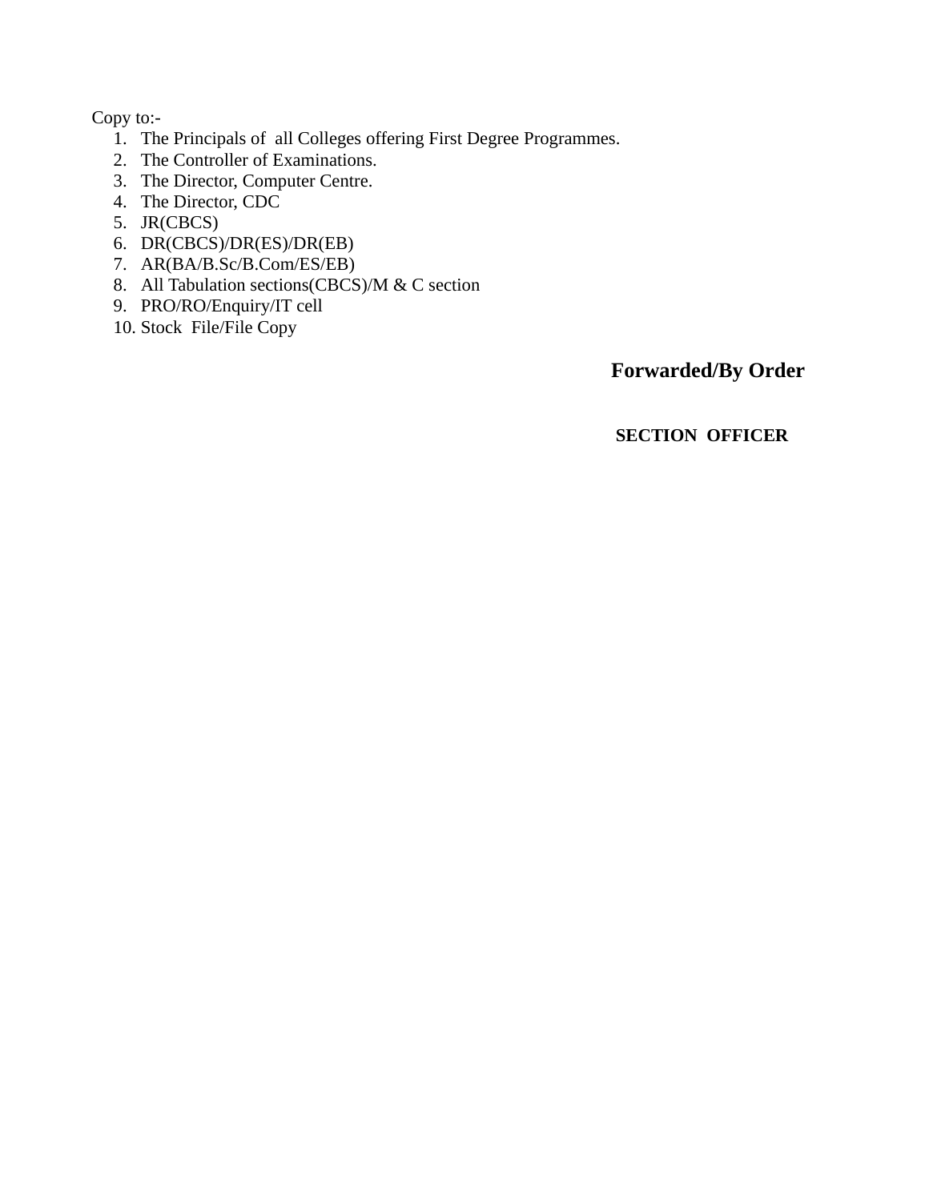Copy to:-

1. The Principals of all Colleges offering First Degree Programmes.
2. The Controller of Examinations.
3. The Director, Computer Centre.
4. The Director, CDC
5. JR(CBCS)
6. DR(CBCS)/DR(ES)/DR(EB)
7. AR(BA/B.Sc/B.Com/ES/EB)
8. All Tabulation sections(CBCS)/M & C section
9. PRO/RO/Enquiry/IT cell
10. Stock File/File Copy

**Forwarded/By Order**

**SECTION OFFICER**